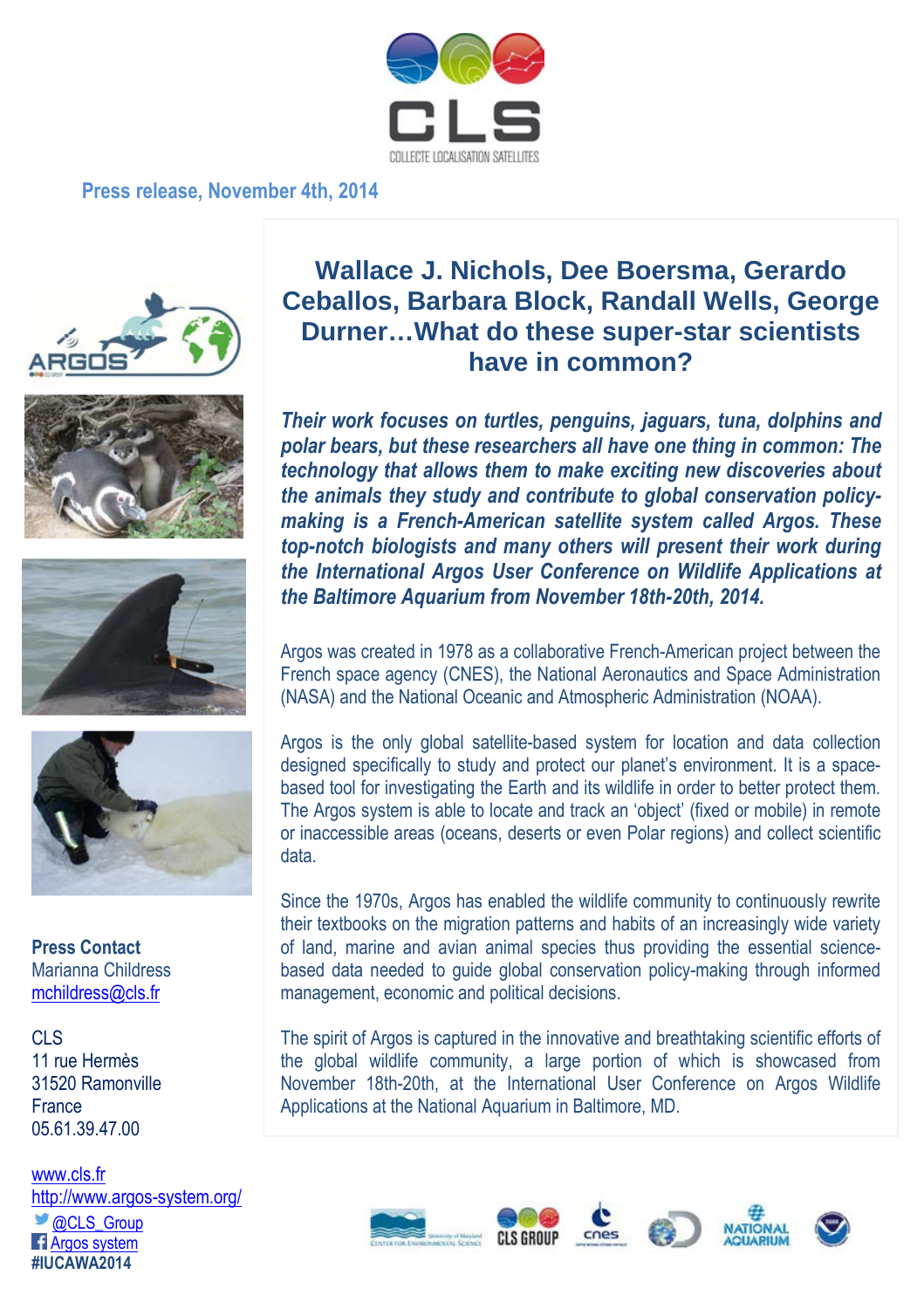CLS

COLLECTE LOCALISATION SATELLITES

Press release, November 4th, 2014

# Wallace J. Nichols, Dee Boersma, Gerardo Ceballos, Barbara Block, Randall Wells, George Durner…What do these super-star scientists have in common?

***Their work focuses on turtles, penguins, jaguars, tuna, dolphins and polar bears, but these researchers all have one thing in common: The technology that allows them to make exciting new discoveries about the animals they study and contribute to global conservation policy-making is a French-American satellite system called Argos. These top-notch biologists and many others will present their work during the International Argos User Conference on Wildlife Applications at the Baltimore Aquarium from November 18th-20th, 2014.***

Argos was created in 1978 as a collaborative French-American project between the French space agency (CNES), the National Aeronautics and Space Administration (NASA) and the National Oceanic and Atmospheric Administration (NOAA).

Argos is the only global satellite-based system for location and data collection designed specifically to study and protect our planet's environment. It is a space-based tool for investigating the Earth and its wildlife in order to better protect them. The Argos system is able to locate and track an 'object' (fixed or mobile) in remote or inaccessible areas (oceans, deserts or even Polar regions) and collect scientific data.

Since the 1970s, Argos has enabled the wildlife community to continuously rewrite their textbooks on the migration patterns and habits of an increasingly wide variety of land, marine and avian animal species thus providing the essential science-based data needed to guide global conservation policy-making through informed management, economic and political decisions.

The spirit of Argos is captured in the innovative and breathtaking scientific efforts of the global wildlife community, a large portion of which is showcased from November 18th-20th, at the International User Conference on Argos Wildlife Applications at the National Aquarium in Baltimore, MD.

**Press Contact**
Marianna Childress
mchildress@cls.fr

CLS
11 rue Hermès
31520 Ramonville
France
05.61.39.47.00

www.cls.fr
http://www.argos-system.org/
@CLS_Group
Argos system
**#IUCAWA2014**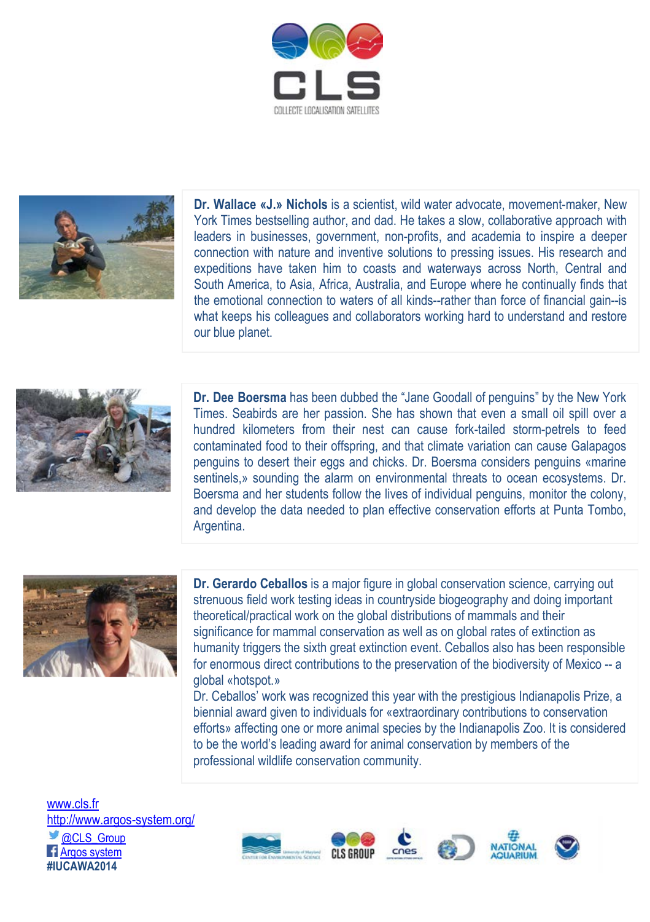CLS

COLLECTE LOCALISATION SATELLITES

**Dr. Wallace «J.» Nichols** is a scientist, wild water advocate, movement-maker, New York Times bestselling author, and dad. He takes a slow, collaborative approach with leaders in businesses, government, non-profits, and academia to inspire a deeper connection with nature and inventive solutions to pressing issues. His research and expeditions have taken him to coasts and waterways across North, Central and South America, to Asia, Africa, Australia, and Europe where he continually finds that the emotional connection to waters of all kinds--rather than force of financial gain--is what keeps his colleagues and collaborators working hard to understand and restore our blue planet.

**Dr. Dee Boersma** has been dubbed the "Jane Goodall of penguins" by the New York Times. Seabirds are her passion. She has shown that even a small oil spill over a hundred kilometers from their nest can cause fork-tailed storm-petrels to feed contaminated food to their offspring, and that climate variation can cause Galapagos penguins to desert their eggs and chicks. Dr. Boersma considers penguins «marine sentinels,» sounding the alarm on environmental threats to ocean ecosystems. Dr. Boersma and her students follow the lives of individual penguins, monitor the colony, and develop the data needed to plan effective conservation efforts at Punta Tombo, Argentina.

**Dr. Gerardo Ceballos** is a major figure in global conservation science, carrying out strenuous field work testing ideas in countryside biogeography and doing important theoretical/practical work on the global distributions of mammals and their significance for mammal conservation as well as on global rates of extinction as humanity triggers the sixth great extinction event. Ceballos also has been responsible for enormous direct contributions to the preservation of the biodiversity of Mexico -- a global «hotspot.»

Dr. Ceballos' work was recognized this year with the prestigious Indianapolis Prize, a biennial award given to individuals for «extraordinary contributions to conservation efforts» affecting one or more animal species by the Indianapolis Zoo. It is considered to be the world's leading award for animal conservation by members of the professional wildlife conservation community.

[www.cls.fr](http://www.cls.fr)
[http://www.argos-system.org/](http://www.argos-system.org/)
@CLS_Group
Argos system
**#IUCAWA2014**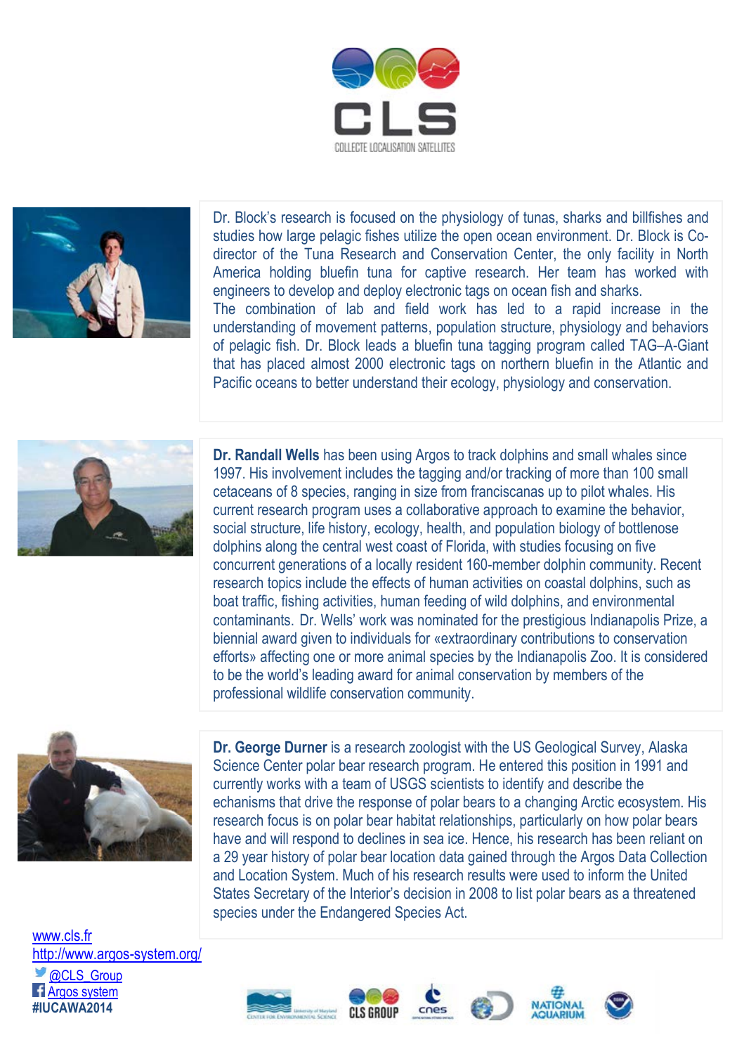CLS

COLLECTE LOCALISATION SATELLITES

Dr. Block's research is focused on the physiology of tunas, sharks and billfishes and studies how large pelagic fishes utilize the open ocean environment. Dr. Block is Co-director of the Tuna Research and Conservation Center, the only facility in North America holding bluefin tuna for captive research. Her team has worked with engineers to develop and deploy electronic tags on ocean fish and sharks.
The combination of lab and field work has led to a rapid increase in the understanding of movement patterns, population structure, physiology and behaviors of pelagic fish. Dr. Block leads a bluefin tuna tagging program called TAG–A-Giant that has placed almost 2000 electronic tags on northern bluefin in the Atlantic and Pacific oceans to better understand their ecology, physiology and conservation.

**Dr. Randall Wells** has been using Argos to track dolphins and small whales since 1997. His involvement includes the tagging and/or tracking of more than 100 small cetaceans of 8 species, ranging in size from franciscanas up to pilot whales. His current research program uses a collaborative approach to examine the behavior, social structure, life history, ecology, health, and population biology of bottlenose dolphins along the central west coast of Florida, with studies focusing on five concurrent generations of a locally resident 160-member dolphin community. Recent research topics include the effects of human activities on coastal dolphins, such as boat traffic, fishing activities, human feeding of wild dolphins, and environmental contaminants. Dr. Wells' work was nominated for the prestigious Indianapolis Prize, a biennial award given to individuals for «extraordinary contributions to conservation efforts» affecting one or more animal species by the Indianapolis Zoo. It is considered to be the world's leading award for animal conservation by members of the professional wildlife conservation community.

**Dr. George Durner** is a research zoologist with the US Geological Survey, Alaska Science Center polar bear research program. He entered this position in 1991 and currently works with a team of USGS scientists to identify and describe the echanisms that drive the response of polar bears to a changing Arctic ecosystem. His research focus is on polar bear habitat relationships, particularly on how polar bears have and will respond to declines in sea ice. Hence, his research has been reliant on a 29 year history of polar bear location data gained through the Argos Data Collection and Location System. Much of his research results were used to inform the United States Secretary of the Interior's decision in 2008 to list polar bears as a threatened species under the Endangered Species Act.

www.cls.fr
http://www.argos-system.org/
@CLS_Group
Argos system
**#IUCAWA2014**